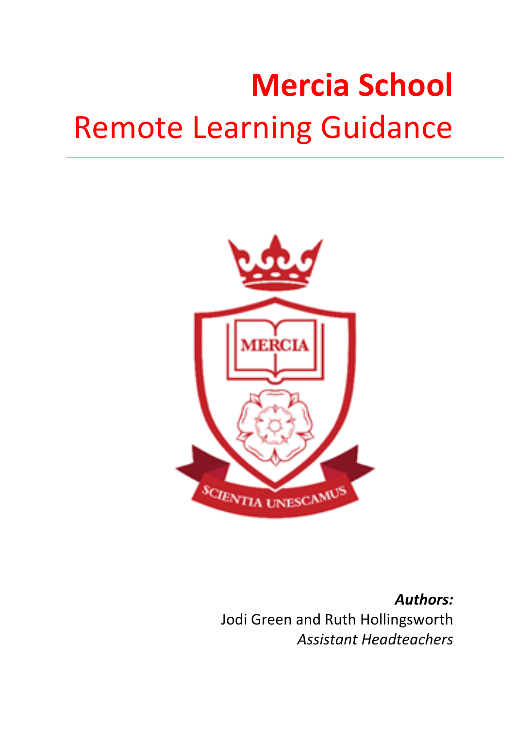# Mercia School

## Remote Learning Guidance

***Authors:***

Jodi Green and Ruth Hollingsworth

*Assistant Headteachers*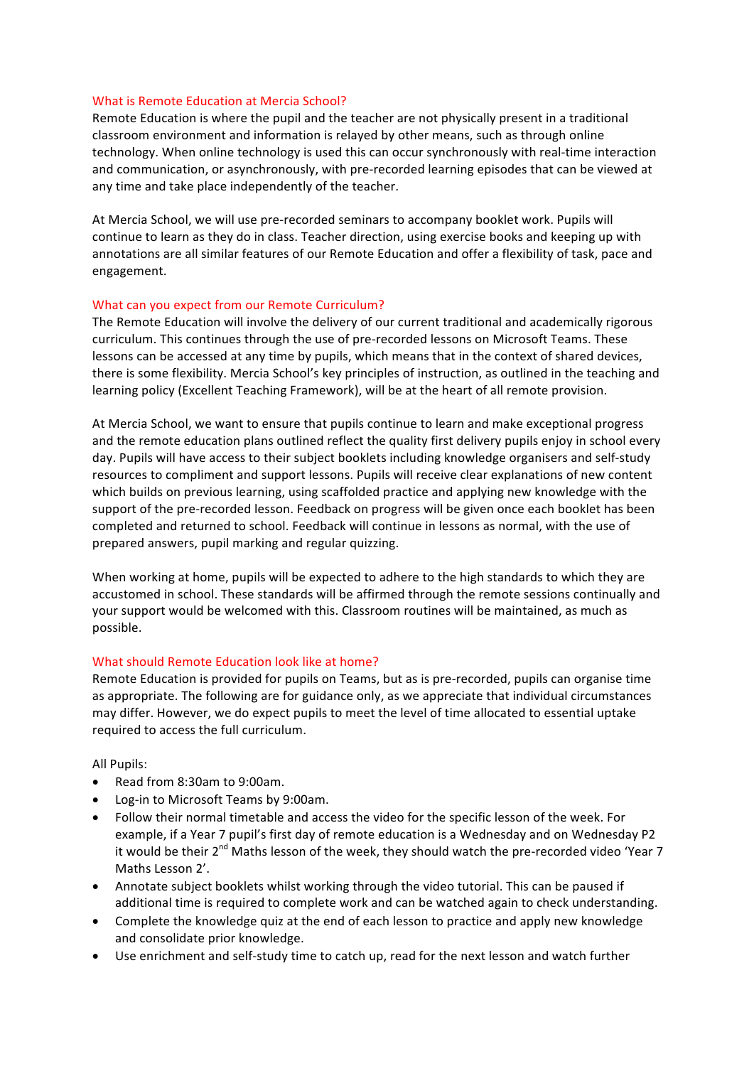## What is Remote Education at Mercia School?

Remote Education is where the pupil and the teacher are not physically present in a traditional classroom environment and information is relayed by other means, such as through online technology. When online technology is used this can occur synchronously with real-time interaction and communication, or asynchronously, with pre-recorded learning episodes that can be viewed at any time and take place independently of the teacher.

At Mercia School, we will use pre-recorded seminars to accompany booklet work. Pupils will continue to learn as they do in class. Teacher direction, using exercise books and keeping up with annotations are all similar features of our Remote Education and offer a flexibility of task, pace and engagement.

## What can you expect from our Remote Curriculum?

The Remote Education will involve the delivery of our current traditional and academically rigorous curriculum. This continues through the use of pre-recorded lessons on Microsoft Teams. These lessons can be accessed at any time by pupils, which means that in the context of shared devices, there is some flexibility. Mercia School's key principles of instruction, as outlined in the teaching and learning policy (Excellent Teaching Framework), will be at the heart of all remote provision.

At Mercia School, we want to ensure that pupils continue to learn and make exceptional progress and the remote education plans outlined reflect the quality first delivery pupils enjoy in school every day. Pupils will have access to their subject booklets including knowledge organisers and self-study resources to compliment and support lessons. Pupils will receive clear explanations of new content which builds on previous learning, using scaffolded practice and applying new knowledge with the support of the pre-recorded lesson. Feedback on progress will be given once each booklet has been completed and returned to school. Feedback will continue in lessons as normal, with the use of prepared answers, pupil marking and regular quizzing.

When working at home, pupils will be expected to adhere to the high standards to which they are accustomed in school. These standards will be affirmed through the remote sessions continually and your support would be welcomed with this. Classroom routines will be maintained, as much as possible.

## What should Remote Education look like at home?

Remote Education is provided for pupils on Teams, but as is pre-recorded, pupils can organise time as appropriate. The following are for guidance only, as we appreciate that individual circumstances may differ. However, we do expect pupils to meet the level of time allocated to essential uptake required to access the full curriculum.

All Pupils:

- Read from 8:30am to 9:00am.
- Log-in to Microsoft Teams by 9:00am.
- Follow their normal timetable and access the video for the specific lesson of the week. For example, if a Year 7 pupil's first day of remote education is a Wednesday and on Wednesday P2 it would be their 2nd Maths lesson of the week, they should watch the pre-recorded video 'Year 7 Maths Lesson 2'.
- Annotate subject booklets whilst working through the video tutorial. This can be paused if additional time is required to complete work and can be watched again to check understanding.
- Complete the knowledge quiz at the end of each lesson to practice and apply new knowledge and consolidate prior knowledge.
- Use enrichment and self-study time to catch up, read for the next lesson and watch further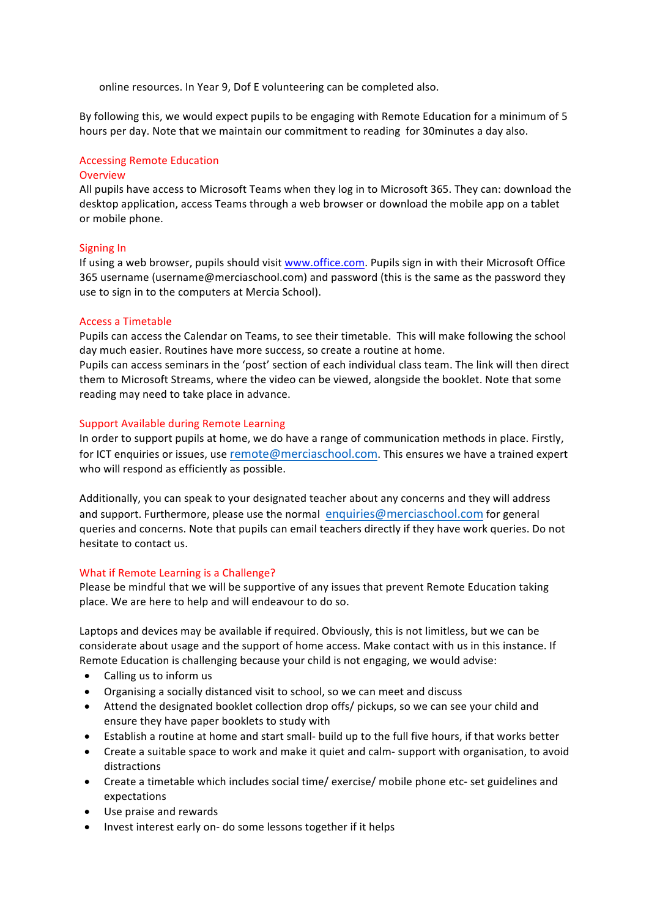online resources. In Year 9, Dof E volunteering can be completed also.

By following this, we would expect pupils to be engaging with Remote Education for a minimum of 5 hours per day. Note that we maintain our commitment to reading  for 30minutes a day also.

## Accessing Remote Education

### Overview

All pupils have access to Microsoft Teams when they log in to Microsoft 365. They can: download the desktop application, access Teams through a web browser or download the mobile app on a tablet or mobile phone.

### Signing In

If using a web browser, pupils should visit [www.office.com](http://www.office.com). Pupils sign in with their Microsoft Office 365 username (username@merciaschool.com) and password (this is the same as the password they use to sign in to the computers at Mercia School).

### Access a Timetable

Pupils can access the Calendar on Teams, to see their timetable.  This will make following the school day much easier. Routines have more success, so create a routine at home.
Pupils can access seminars in the 'post' section of each individual class team. The link will then direct them to Microsoft Streams, where the video can be viewed, alongside the booklet. Note that some reading may need to take place in advance.

### Support Available during Remote Learning

In order to support pupils at home, we do have a range of communication methods in place. Firstly, for ICT enquiries or issues, use [remote@merciaschool.com](mailto:remote@merciaschool.com). This ensures we have a trained expert who will respond as efficiently as possible.

Additionally, you can speak to your designated teacher about any concerns and they will address and support. Furthermore, please use the normal  [enquiries@merciaschool.com](mailto:enquiries@merciaschool.com) for general queries and concerns. Note that pupils can email teachers directly if they have work queries. Do not hesitate to contact us.

### What if Remote Learning is a Challenge?

Please be mindful that we will be supportive of any issues that prevent Remote Education taking place. We are here to help and will endeavour to do so.

Laptops and devices may be available if required. Obviously, this is not limitless, but we can be considerate about usage and the support of home access. Make contact with us in this instance. If Remote Education is challenging because your child is not engaging, we would advise:

- Calling us to inform us
- Organising a socially distanced visit to school, so we can meet and discuss
- Attend the designated booklet collection drop offs/ pickups, so we can see your child and ensure they have paper booklets to study with
- Establish a routine at home and start small- build up to the full five hours, if that works better
- Create a suitable space to work and make it quiet and calm- support with organisation, to avoid distractions
- Create a timetable which includes social time/ exercise/ mobile phone etc- set guidelines and expectations
- Use praise and rewards
- Invest interest early on- do some lessons together if it helps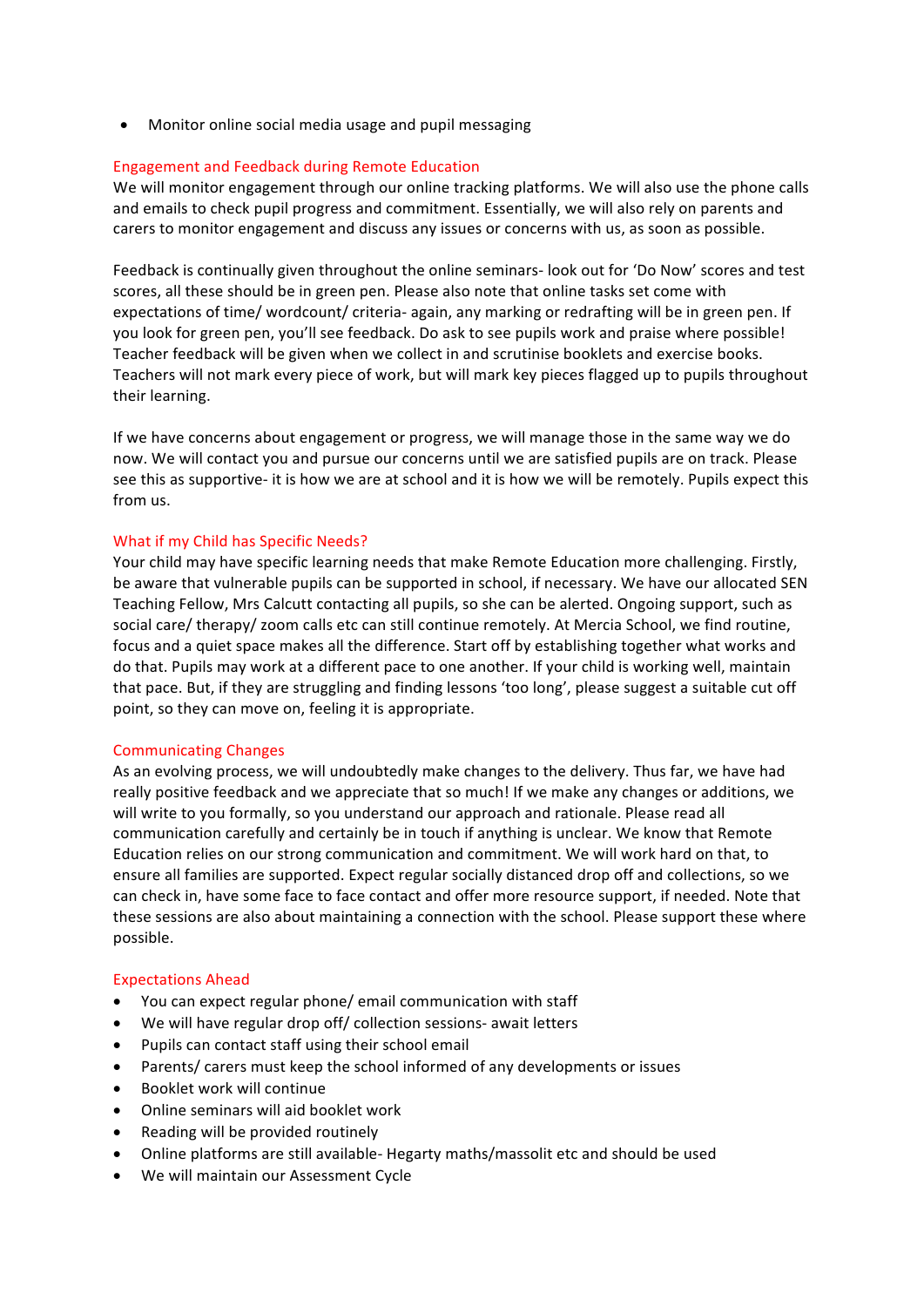- Monitor online social media usage and pupil messaging

## Engagement and Feedback during Remote Education

We will monitor engagement through our online tracking platforms. We will also use the phone calls and emails to check pupil progress and commitment. Essentially, we will also rely on parents and carers to monitor engagement and discuss any issues or concerns with us, as soon as possible.

Feedback is continually given throughout the online seminars- look out for 'Do Now' scores and test scores, all these should be in green pen. Please also note that online tasks set come with expectations of time/ wordcount/ criteria- again, any marking or redrafting will be in green pen. If you look for green pen, you'll see feedback. Do ask to see pupils work and praise where possible! Teacher feedback will be given when we collect in and scrutinise booklets and exercise books. Teachers will not mark every piece of work, but will mark key pieces flagged up to pupils throughout their learning.

If we have concerns about engagement or progress, we will manage those in the same way we do now. We will contact you and pursue our concerns until we are satisfied pupils are on track. Please see this as supportive- it is how we are at school and it is how we will be remotely. Pupils expect this from us.

## What if my Child has Specific Needs?

Your child may have specific learning needs that make Remote Education more challenging. Firstly, be aware that vulnerable pupils can be supported in school, if necessary. We have our allocated SEN Teaching Fellow, Mrs Calcutt contacting all pupils, so she can be alerted. Ongoing support, such as social care/ therapy/ zoom calls etc can still continue remotely. At Mercia School, we find routine, focus and a quiet space makes all the difference. Start off by establishing together what works and do that. Pupils may work at a different pace to one another. If your child is working well, maintain that pace. But, if they are struggling and finding lessons 'too long', please suggest a suitable cut off point, so they can move on, feeling it is appropriate.

## Communicating Changes

As an evolving process, we will undoubtedly make changes to the delivery. Thus far, we have had really positive feedback and we appreciate that so much! If we make any changes or additions, we will write to you formally, so you understand our approach and rationale. Please read all communication carefully and certainly be in touch if anything is unclear. We know that Remote Education relies on our strong communication and commitment. We will work hard on that, to ensure all families are supported. Expect regular socially distanced drop off and collections, so we can check in, have some face to face contact and offer more resource support, if needed. Note that these sessions are also about maintaining a connection with the school. Please support these where possible.

## Expectations Ahead

- You can expect regular phone/ email communication with staff
- We will have regular drop off/ collection sessions- await letters
- Pupils can contact staff using their school email
- Parents/ carers must keep the school informed of any developments or issues
- Booklet work will continue
- Online seminars will aid booklet work
- Reading will be provided routinely
- Online platforms are still available- Hegarty maths/massolit etc and should be used
- We will maintain our Assessment Cycle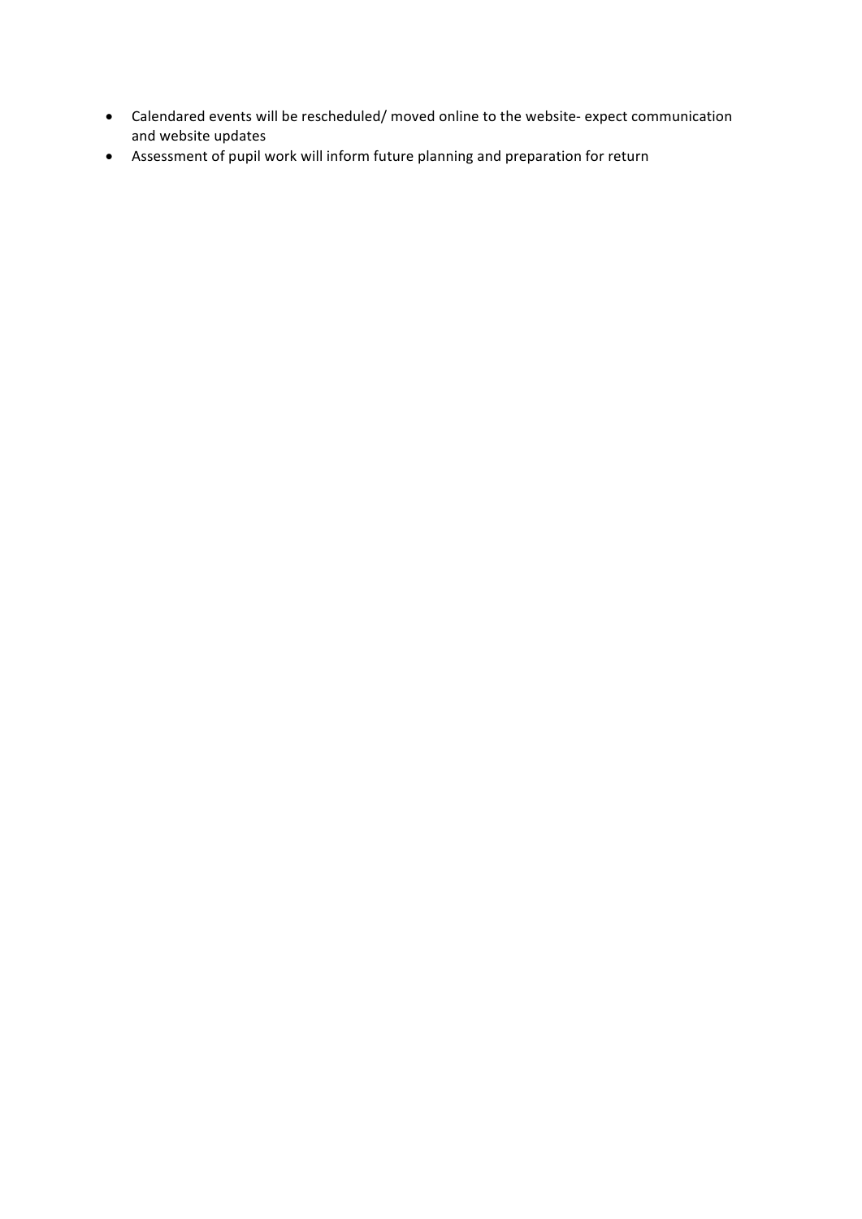- Calendared events will be rescheduled/ moved online to the website- expect communication and website updates
- Assessment of pupil work will inform future planning and preparation for return